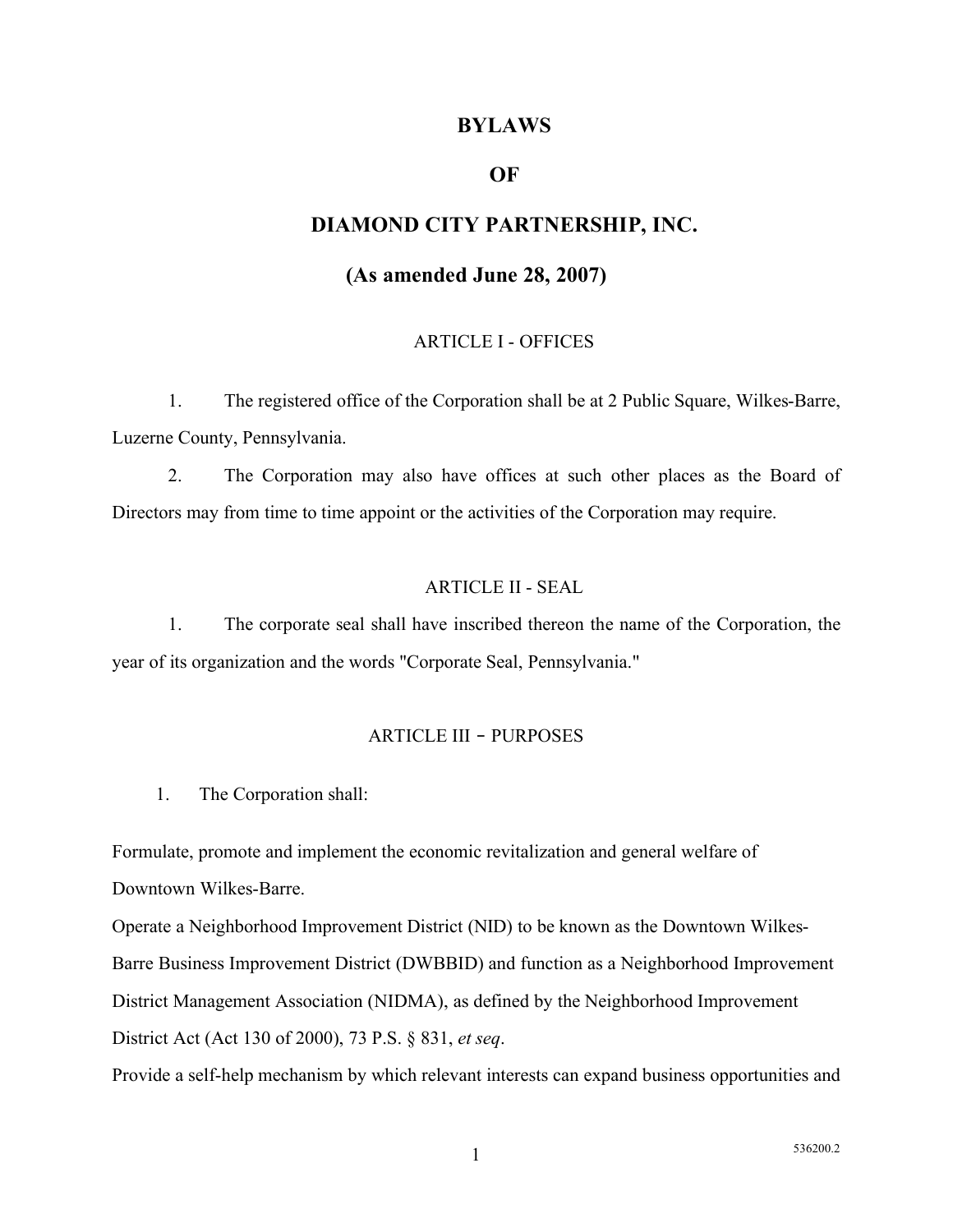# BYLAWS

# OF

# DIAMOND CITY PARTNERSHIP, INC.

## (As amended June 28, 2007)

### ARTICLE I - OFFICES

1. The registered office of the Corporation shall be at 2 Public Square, Wilkes-Barre, Luzerne County, Pennsylvania.

2. The Corporation may also have offices at such other places as the Board of Directors may from time to time appoint or the activities of the Corporation may require.

### ARTICLE II - SEAL

1. The corporate seal shall have inscribed thereon the name of the Corporation, the year of its organization and the words "Corporate Seal, Pennsylvania."

### ARTICLE III – PURPOSES

1. The Corporation shall:

Formulate, promote and implement the economic revitalization and general welfare of Downtown Wilkes-Barre.

Operate a Neighborhood Improvement District (NID) to be known as the Downtown Wilkes-Barre Business Improvement District (DWBBID) and function as a Neighborhood Improvement District Management Association (NIDMA), as defined by the Neighborhood Improvement District Act (Act 130 of 2000), 73 P.S. § 831, *et seq*.

Provide a self-help mechanism by which relevant interests can expand business opportunities and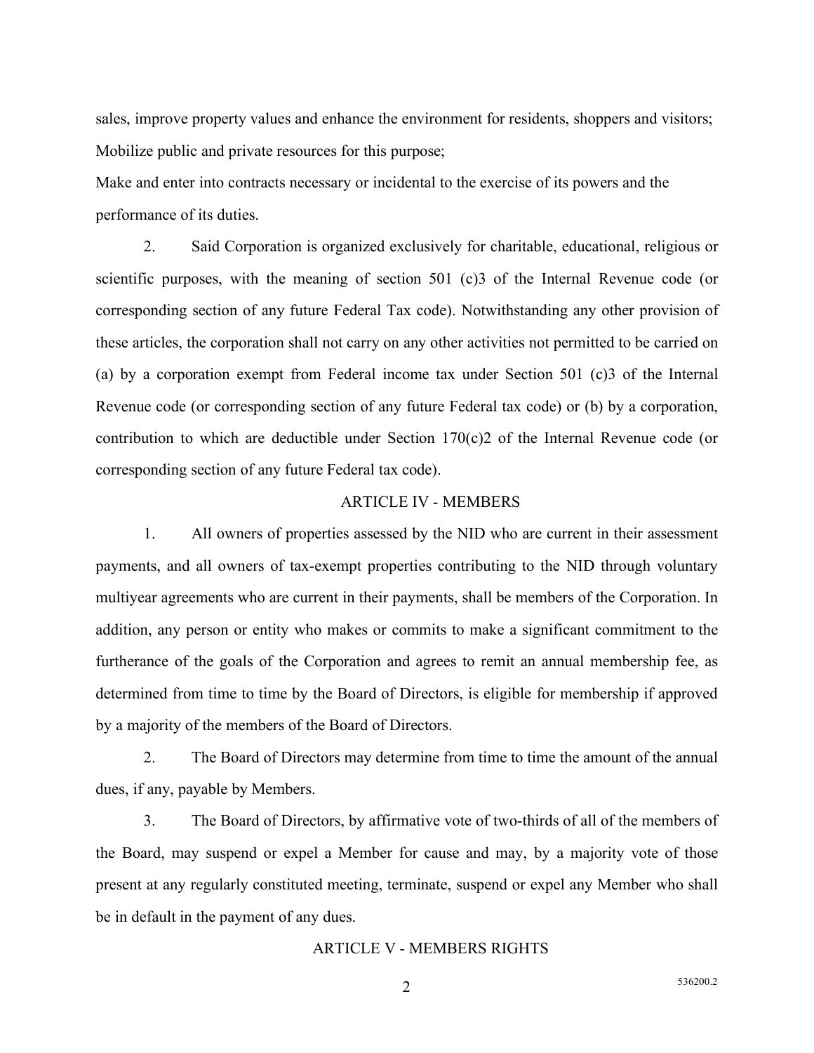sales, improve property values and enhance the environment for residents, shoppers and visitors; Mobilize public and private resources for this purpose;

Make and enter into contracts necessary or incidental to the exercise of its powers and the performance of its duties.

2. Said Corporation is organized exclusively for charitable, educational, religious or scientific purposes, with the meaning of section 501 (c)3 of the Internal Revenue code (or corresponding section of any future Federal Tax code). Notwithstanding any other provision of these articles, the corporation shall not carry on any other activities not permitted to be carried on (a) by a corporation exempt from Federal income tax under Section 501 (c)3 of the Internal Revenue code (or corresponding section of any future Federal tax code) or (b) by a corporation, contribution to which are deductible under Section 170(c)2 of the Internal Revenue code (or corresponding section of any future Federal tax code).

## ARTICLE IV - MEMBERS

1. All owners of properties assessed by the NID who are current in their assessment payments, and all owners of tax-exempt properties contributing to the NID through voluntary multiyear agreements who are current in their payments, shall be members of the Corporation. In addition, any person or entity who makes or commits to make a significant commitment to the furtherance of the goals of the Corporation and agrees to remit an annual membership fee, as determined from time to time by the Board of Directors, is eligible for membership if approved by a majority of the members of the Board of Directors.

2. The Board of Directors may determine from time to time the amount of the annual dues, if any, payable by Members.

3. The Board of Directors, by affirmative vote of two-thirds of all of the members of the Board, may suspend or expel a Member for cause and may, by a majority vote of those present at any regularly constituted meeting, terminate, suspend or expel any Member who shall be in default in the payment of any dues.

## ARTICLE V - MEMBERS RIGHTS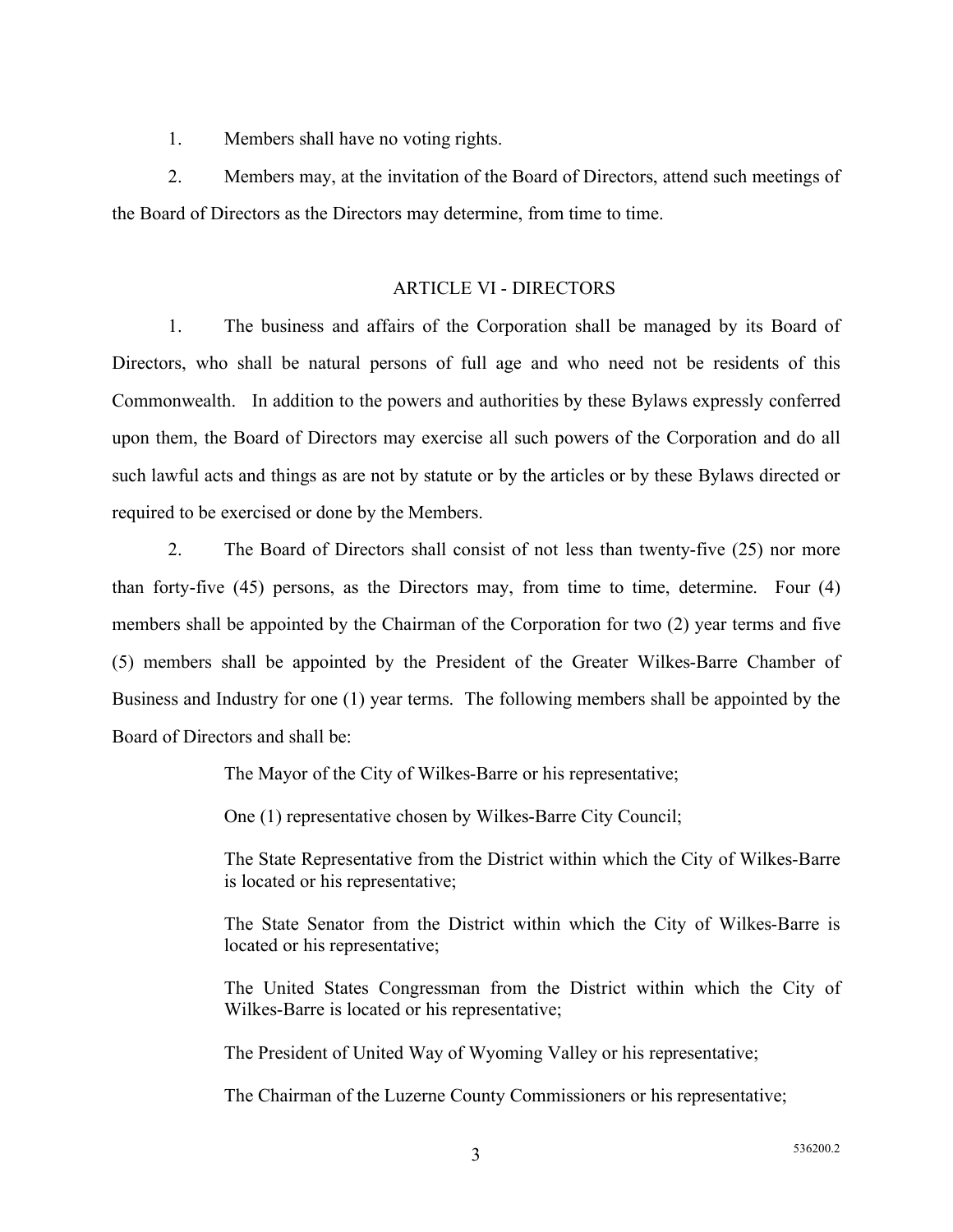1. Members shall have no voting rights.

2. Members may, at the invitation of the Board of Directors, attend such meetings of the Board of Directors as the Directors may determine, from time to time.

## ARTICLE VI - DIRECTORS

1. The business and affairs of the Corporation shall be managed by its Board of Directors, who shall be natural persons of full age and who need not be residents of this Commonwealth. In addition to the powers and authorities by these Bylaws expressly conferred upon them, the Board of Directors may exercise all such powers of the Corporation and do all such lawful acts and things as are not by statute or by the articles or by these Bylaws directed or required to be exercised or done by the Members.

2. The Board of Directors shall consist of not less than twenty-five (25) nor more than forty-five (45) persons, as the Directors may, from time to time, determine. Four (4) members shall be appointed by the Chairman of the Corporation for two (2) year terms and five (5) members shall be appointed by the President of the Greater Wilkes-Barre Chamber of Business and Industry for one (1) year terms. The following members shall be appointed by the Board of Directors and shall be:

> The Mayor of the City of Wilkes-Barre or his representative;
>
> One (1) representative chosen by Wilkes-Barre City Council;
>
> The State Representative from the District within which the City of Wilkes-Barre is located or his representative;
>
> The State Senator from the District within which the City of Wilkes-Barre is located or his representative;
>
> The United States Congressman from the District within which the City of Wilkes-Barre is located or his representative;
>
> The President of United Way of Wyoming Valley or his representative;
>
> The Chairman of the Luzerne County Commissioners or his representative;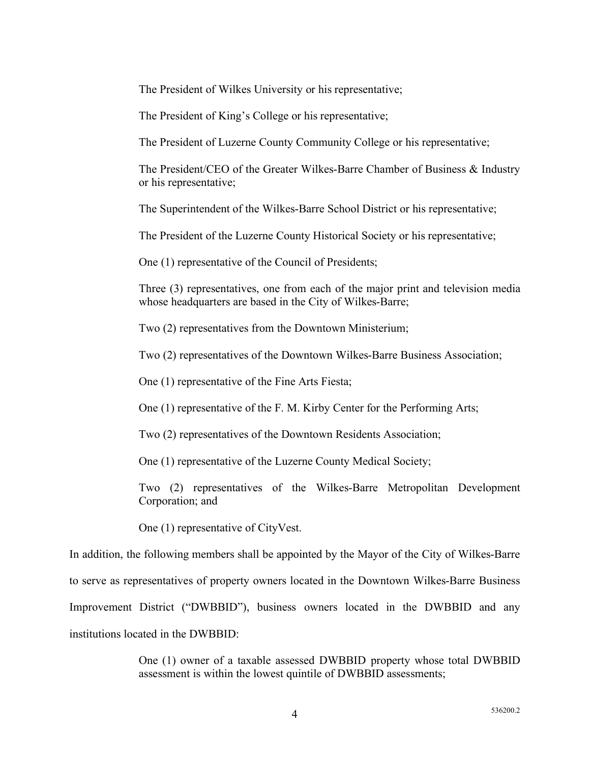The President of Wilkes University or his representative;

The President of King's College or his representative;

The President of Luzerne County Community College or his representative;

The President/CEO of the Greater Wilkes-Barre Chamber of Business & Industry or his representative;

The Superintendent of the Wilkes-Barre School District or his representative;

The President of the Luzerne County Historical Society or his representative;

One (1) representative of the Council of Presidents;

Three (3) representatives, one from each of the major print and television media whose headquarters are based in the City of Wilkes-Barre;

Two (2) representatives from the Downtown Ministerium;

Two (2) representatives of the Downtown Wilkes-Barre Business Association;

One (1) representative of the Fine Arts Fiesta;

One (1) representative of the F. M. Kirby Center for the Performing Arts;

Two (2) representatives of the Downtown Residents Association;

One (1) representative of the Luzerne County Medical Society;

Two (2) representatives of the Wilkes-Barre Metropolitan Development Corporation; and

One (1) representative of CityVest.

In addition, the following members shall be appointed by the Mayor of the City of Wilkes-Barre to serve as representatives of property owners located in the Downtown Wilkes-Barre Business Improvement District ("DWBBID"), business owners located in the DWBBID and any institutions located in the DWBBID:

One (1) owner of a taxable assessed DWBBID property whose total DWBBID assessment is within the lowest quintile of DWBBID assessments;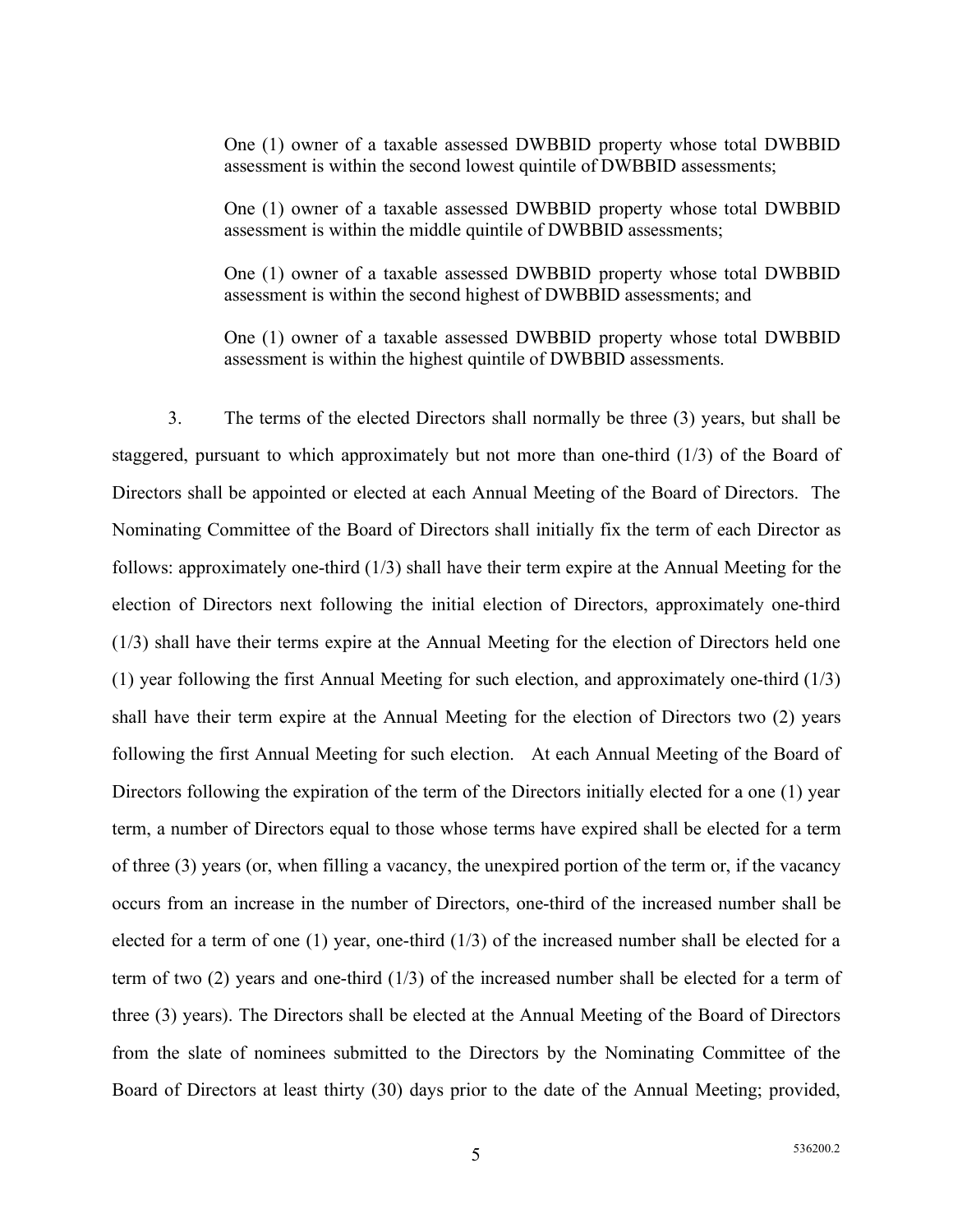One (1) owner of a taxable assessed DWBBID property whose total DWBBID assessment is within the second lowest quintile of DWBBID assessments;

One (1) owner of a taxable assessed DWBBID property whose total DWBBID assessment is within the middle quintile of DWBBID assessments;

One (1) owner of a taxable assessed DWBBID property whose total DWBBID assessment is within the second highest of DWBBID assessments; and

One (1) owner of a taxable assessed DWBBID property whose total DWBBID assessment is within the highest quintile of DWBBID assessments.

3. The terms of the elected Directors shall normally be three (3) years, but shall be staggered, pursuant to which approximately but not more than one-third (1/3) of the Board of Directors shall be appointed or elected at each Annual Meeting of the Board of Directors. The Nominating Committee of the Board of Directors shall initially fix the term of each Director as follows: approximately one-third (1/3) shall have their term expire at the Annual Meeting for the election of Directors next following the initial election of Directors, approximately one-third (1/3) shall have their terms expire at the Annual Meeting for the election of Directors held one (1) year following the first Annual Meeting for such election, and approximately one-third (1/3) shall have their term expire at the Annual Meeting for the election of Directors two (2) years following the first Annual Meeting for such election. At each Annual Meeting of the Board of Directors following the expiration of the term of the Directors initially elected for a one (1) year term, a number of Directors equal to those whose terms have expired shall be elected for a term of three (3) years (or, when filling a vacancy, the unexpired portion of the term or, if the vacancy occurs from an increase in the number of Directors, one-third of the increased number shall be elected for a term of one (1) year, one-third (1/3) of the increased number shall be elected for a term of two (2) years and one-third (1/3) of the increased number shall be elected for a term of three (3) years). The Directors shall be elected at the Annual Meeting of the Board of Directors from the slate of nominees submitted to the Directors by the Nominating Committee of the Board of Directors at least thirty (30) days prior to the date of the Annual Meeting; provided,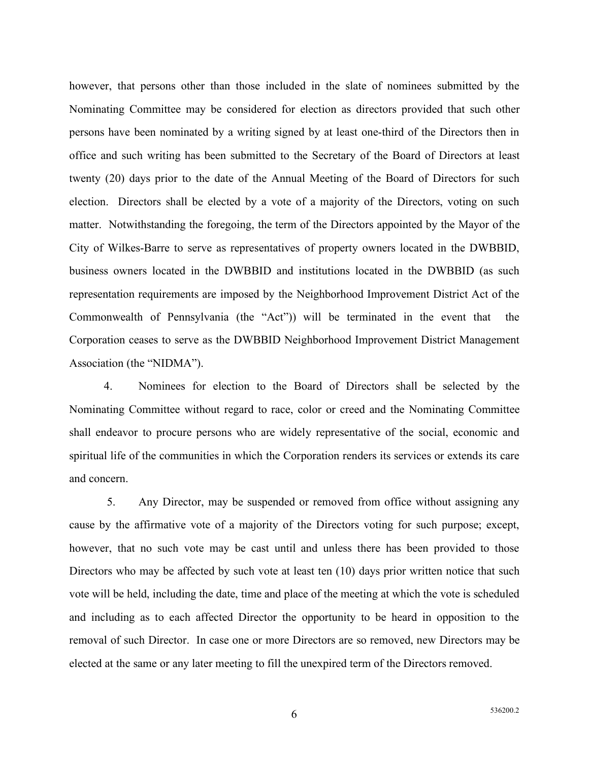however, that persons other than those included in the slate of nominees submitted by the Nominating Committee may be considered for election as directors provided that such other persons have been nominated by a writing signed by at least one-third of the Directors then in office and such writing has been submitted to the Secretary of the Board of Directors at least twenty (20) days prior to the date of the Annual Meeting of the Board of Directors for such election. Directors shall be elected by a vote of a majority of the Directors, voting on such matter. Notwithstanding the foregoing, the term of the Directors appointed by the Mayor of the City of Wilkes-Barre to serve as representatives of property owners located in the DWBBID, business owners located in the DWBBID and institutions located in the DWBBID (as such representation requirements are imposed by the Neighborhood Improvement District Act of the Commonwealth of Pennsylvania (the "Act")) will be terminated in the event that the Corporation ceases to serve as the DWBBID Neighborhood Improvement District Management Association (the "NIDMA").

4. Nominees for election to the Board of Directors shall be selected by the Nominating Committee without regard to race, color or creed and the Nominating Committee shall endeavor to procure persons who are widely representative of the social, economic and spiritual life of the communities in which the Corporation renders its services or extends its care and concern.

5. Any Director, may be suspended or removed from office without assigning any cause by the affirmative vote of a majority of the Directors voting for such purpose; except, however, that no such vote may be cast until and unless there has been provided to those Directors who may be affected by such vote at least ten (10) days prior written notice that such vote will be held, including the date, time and place of the meeting at which the vote is scheduled and including as to each affected Director the opportunity to be heard in opposition to the removal of such Director. In case one or more Directors are so removed, new Directors may be elected at the same or any later meeting to fill the unexpired term of the Directors removed.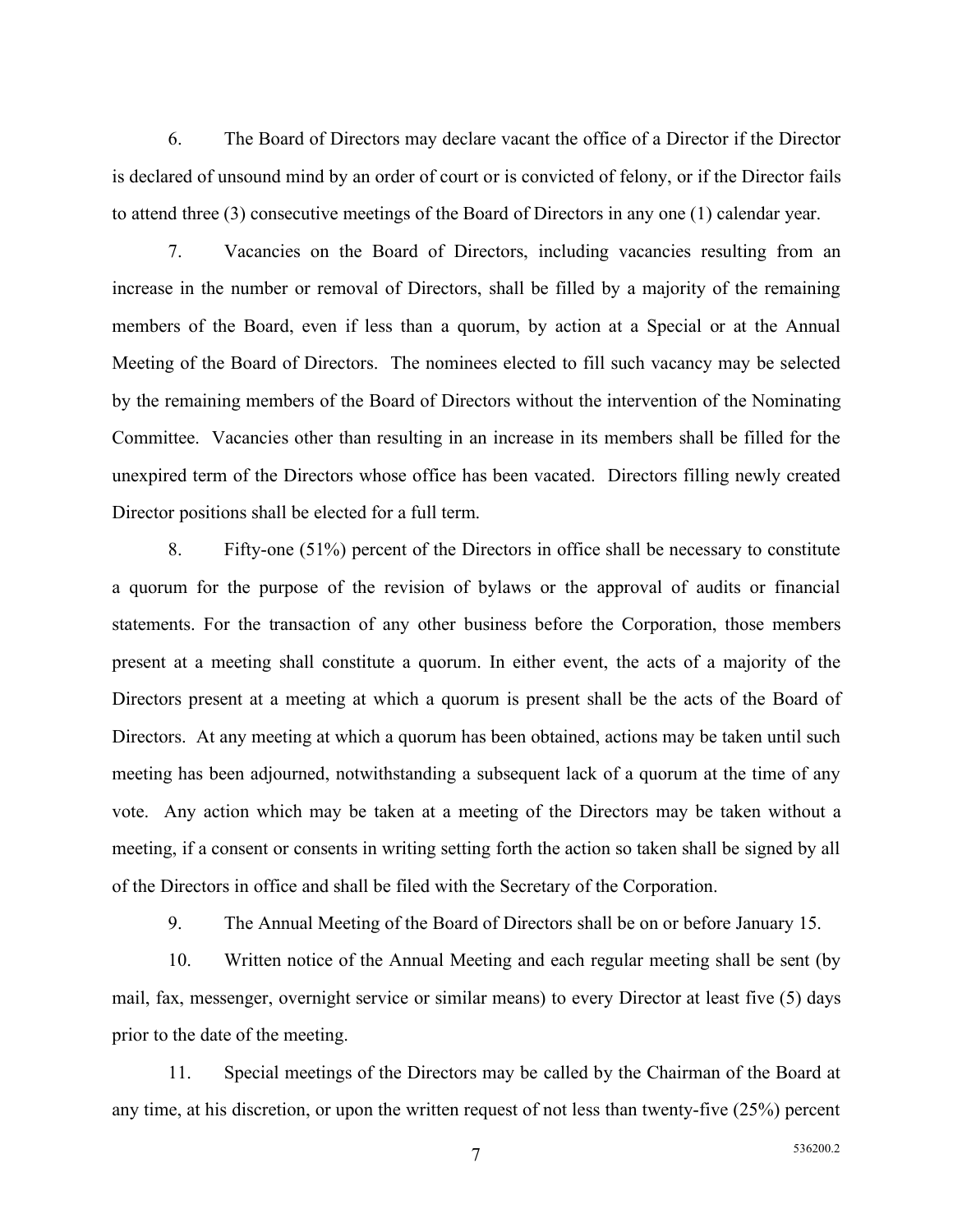6. The Board of Directors may declare vacant the office of a Director if the Director is declared of unsound mind by an order of court or is convicted of felony, or if the Director fails to attend three (3) consecutive meetings of the Board of Directors in any one (1) calendar year.

7. Vacancies on the Board of Directors, including vacancies resulting from an increase in the number or removal of Directors, shall be filled by a majority of the remaining members of the Board, even if less than a quorum, by action at a Special or at the Annual Meeting of the Board of Directors. The nominees elected to fill such vacancy may be selected by the remaining members of the Board of Directors without the intervention of the Nominating Committee. Vacancies other than resulting in an increase in its members shall be filled for the unexpired term of the Directors whose office has been vacated. Directors filling newly created Director positions shall be elected for a full term.

8. Fifty-one (51%) percent of the Directors in office shall be necessary to constitute a quorum for the purpose of the revision of bylaws or the approval of audits or financial statements. For the transaction of any other business before the Corporation, those members present at a meeting shall constitute a quorum. In either event, the acts of a majority of the Directors present at a meeting at which a quorum is present shall be the acts of the Board of Directors. At any meeting at which a quorum has been obtained, actions may be taken until such meeting has been adjourned, notwithstanding a subsequent lack of a quorum at the time of any vote. Any action which may be taken at a meeting of the Directors may be taken without a meeting, if a consent or consents in writing setting forth the action so taken shall be signed by all of the Directors in office and shall be filed with the Secretary of the Corporation.

9. The Annual Meeting of the Board of Directors shall be on or before January 15.

10. Written notice of the Annual Meeting and each regular meeting shall be sent (by mail, fax, messenger, overnight service or similar means) to every Director at least five (5) days prior to the date of the meeting.

11. Special meetings of the Directors may be called by the Chairman of the Board at any time, at his discretion, or upon the written request of not less than twenty-five (25%) percent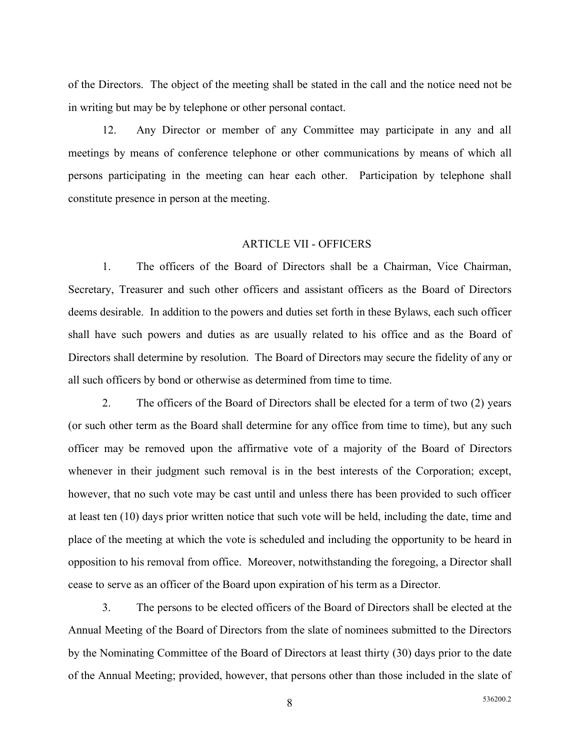of the Directors. The object of the meeting shall be stated in the call and the notice need not be in writing but may be by telephone or other personal contact.

12. Any Director or member of any Committee may participate in any and all meetings by means of conference telephone or other communications by means of which all persons participating in the meeting can hear each other. Participation by telephone shall constitute presence in person at the meeting.

## ARTICLE VII - OFFICERS

1. The officers of the Board of Directors shall be a Chairman, Vice Chairman, Secretary, Treasurer and such other officers and assistant officers as the Board of Directors deems desirable. In addition to the powers and duties set forth in these Bylaws, each such officer shall have such powers and duties as are usually related to his office and as the Board of Directors shall determine by resolution. The Board of Directors may secure the fidelity of any or all such officers by bond or otherwise as determined from time to time.

2. The officers of the Board of Directors shall be elected for a term of two (2) years (or such other term as the Board shall determine for any office from time to time), but any such officer may be removed upon the affirmative vote of a majority of the Board of Directors whenever in their judgment such removal is in the best interests of the Corporation; except, however, that no such vote may be cast until and unless there has been provided to such officer at least ten (10) days prior written notice that such vote will be held, including the date, time and place of the meeting at which the vote is scheduled and including the opportunity to be heard in opposition to his removal from office. Moreover, notwithstanding the foregoing, a Director shall cease to serve as an officer of the Board upon expiration of his term as a Director.

3. The persons to be elected officers of the Board of Directors shall be elected at the Annual Meeting of the Board of Directors from the slate of nominees submitted to the Directors by the Nominating Committee of the Board of Directors at least thirty (30) days prior to the date of the Annual Meeting; provided, however, that persons other than those included in the slate of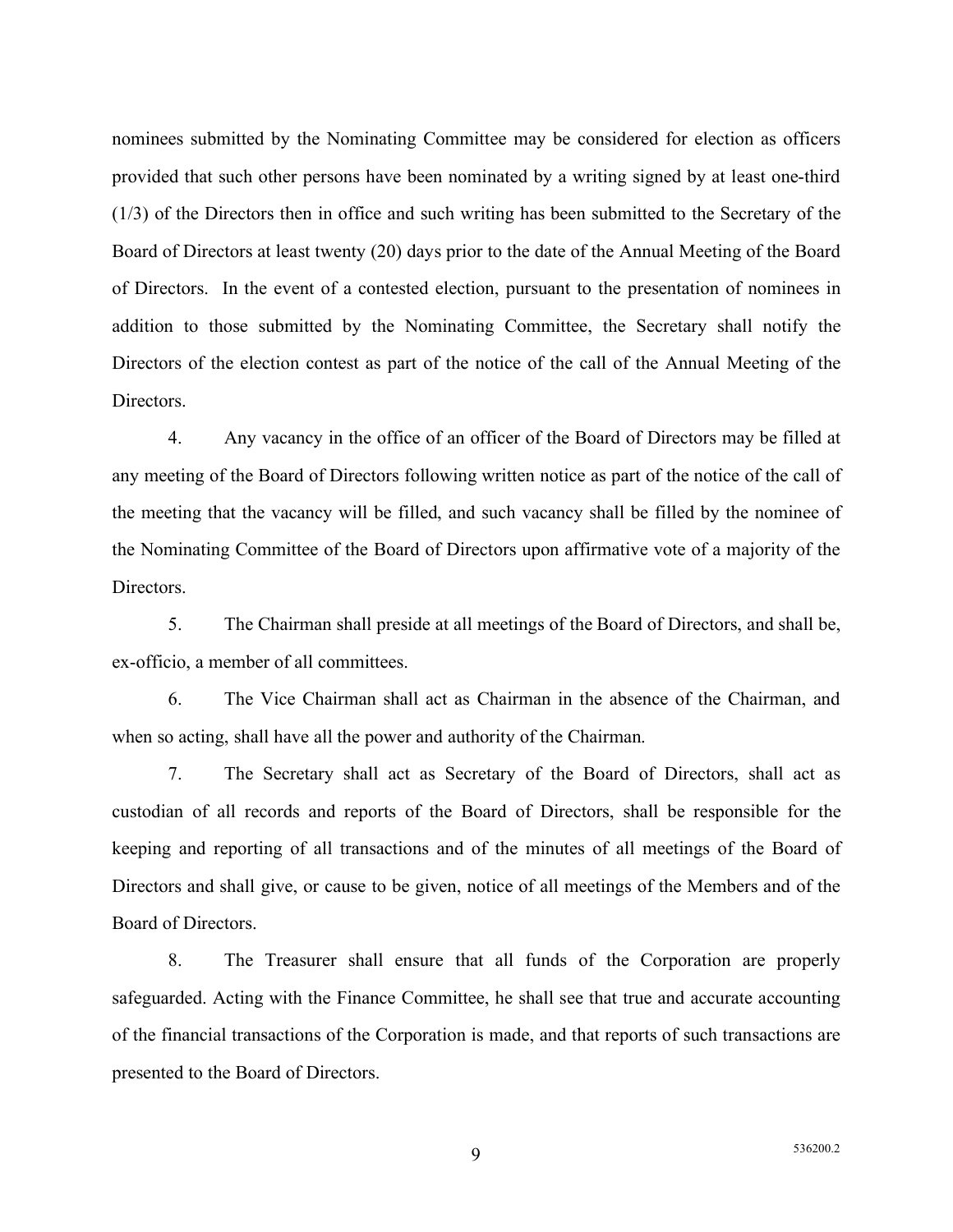nominees submitted by the Nominating Committee may be considered for election as officers provided that such other persons have been nominated by a writing signed by at least one-third (1/3) of the Directors then in office and such writing has been submitted to the Secretary of the Board of Directors at least twenty (20) days prior to the date of the Annual Meeting of the Board of Directors. In the event of a contested election, pursuant to the presentation of nominees in addition to those submitted by the Nominating Committee, the Secretary shall notify the Directors of the election contest as part of the notice of the call of the Annual Meeting of the Directors.

4. Any vacancy in the office of an officer of the Board of Directors may be filled at any meeting of the Board of Directors following written notice as part of the notice of the call of the meeting that the vacancy will be filled, and such vacancy shall be filled by the nominee of the Nominating Committee of the Board of Directors upon affirmative vote of a majority of the Directors.

5. The Chairman shall preside at all meetings of the Board of Directors, and shall be, ex-officio, a member of all committees.

6. The Vice Chairman shall act as Chairman in the absence of the Chairman, and when so acting, shall have all the power and authority of the Chairman.

7. The Secretary shall act as Secretary of the Board of Directors, shall act as custodian of all records and reports of the Board of Directors, shall be responsible for the keeping and reporting of all transactions and of the minutes of all meetings of the Board of Directors and shall give, or cause to be given, notice of all meetings of the Members and of the Board of Directors.

8. The Treasurer shall ensure that all funds of the Corporation are properly safeguarded. Acting with the Finance Committee, he shall see that true and accurate accounting of the financial transactions of the Corporation is made, and that reports of such transactions are presented to the Board of Directors.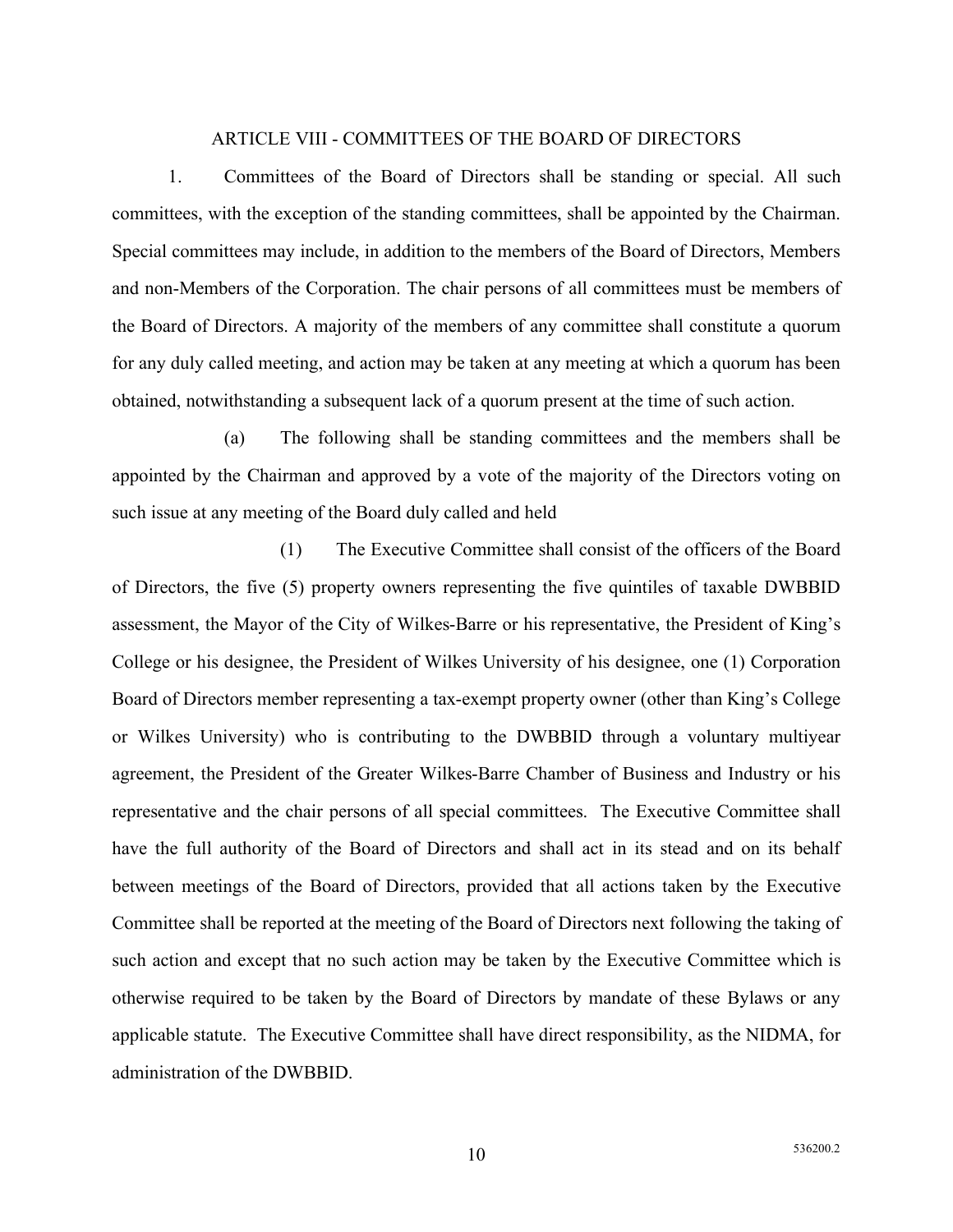## ARTICLE VIII - COMMITTEES OF THE BOARD OF DIRECTORS

1. Committees of the Board of Directors shall be standing or special. All such committees, with the exception of the standing committees, shall be appointed by the Chairman. Special committees may include, in addition to the members of the Board of Directors, Members and non-Members of the Corporation. The chair persons of all committees must be members of the Board of Directors. A majority of the members of any committee shall constitute a quorum for any duly called meeting, and action may be taken at any meeting at which a quorum has been obtained, notwithstanding a subsequent lack of a quorum present at the time of such action.

(a) The following shall be standing committees and the members shall be appointed by the Chairman and approved by a vote of the majority of the Directors voting on such issue at any meeting of the Board duly called and held

(1) The Executive Committee shall consist of the officers of the Board of Directors, the five (5) property owners representing the five quintiles of taxable DWBBID assessment, the Mayor of the City of Wilkes-Barre or his representative, the President of King's College or his designee, the President of Wilkes University of his designee, one (1) Corporation Board of Directors member representing a tax-exempt property owner (other than King's College or Wilkes University) who is contributing to the DWBBID through a voluntary multiyear agreement, the President of the Greater Wilkes-Barre Chamber of Business and Industry or his representative and the chair persons of all special committees. The Executive Committee shall have the full authority of the Board of Directors and shall act in its stead and on its behalf between meetings of the Board of Directors, provided that all actions taken by the Executive Committee shall be reported at the meeting of the Board of Directors next following the taking of such action and except that no such action may be taken by the Executive Committee which is otherwise required to be taken by the Board of Directors by mandate of these Bylaws or any applicable statute. The Executive Committee shall have direct responsibility, as the NIDMA, for administration of the DWBBID.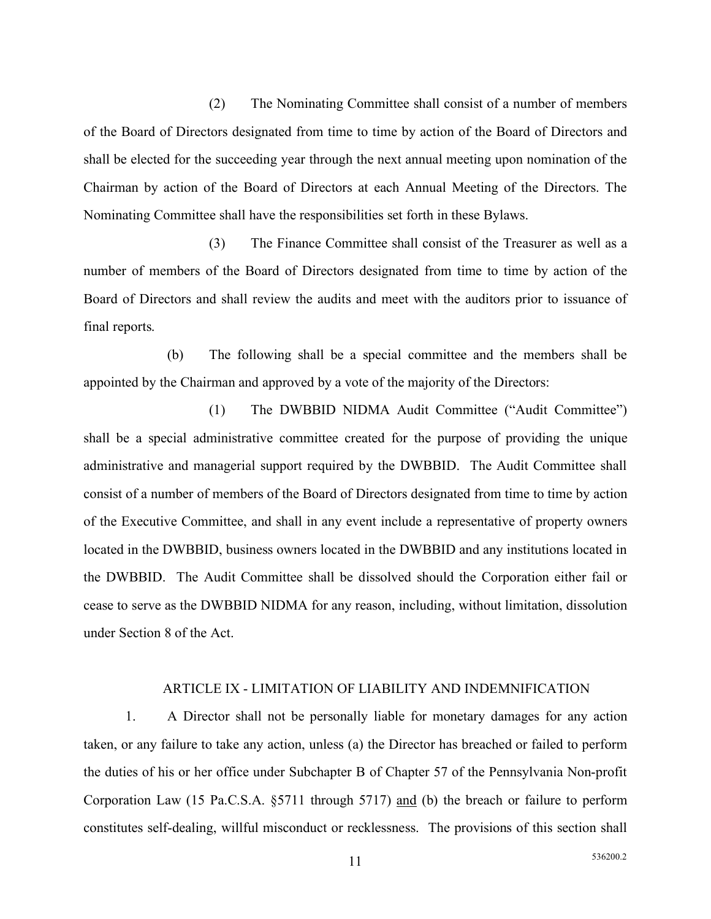(2) The Nominating Committee shall consist of a number of members of the Board of Directors designated from time to time by action of the Board of Directors and shall be elected for the succeeding year through the next annual meeting upon nomination of the Chairman by action of the Board of Directors at each Annual Meeting of the Directors. The Nominating Committee shall have the responsibilities set forth in these Bylaws.

(3) The Finance Committee shall consist of the Treasurer as well as a number of members of the Board of Directors designated from time to time by action of the Board of Directors and shall review the audits and meet with the auditors prior to issuance of final reports.

(b) The following shall be a special committee and the members shall be appointed by the Chairman and approved by a vote of the majority of the Directors:

(1) The DWBBID NIDMA Audit Committee ("Audit Committee") shall be a special administrative committee created for the purpose of providing the unique administrative and managerial support required by the DWBBID. The Audit Committee shall consist of a number of members of the Board of Directors designated from time to time by action of the Executive Committee, and shall in any event include a representative of property owners located in the DWBBID, business owners located in the DWBBID and any institutions located in the DWBBID. The Audit Committee shall be dissolved should the Corporation either fail or cease to serve as the DWBBID NIDMA for any reason, including, without limitation, dissolution under Section 8 of the Act.

## ARTICLE IX - LIMITATION OF LIABILITY AND INDEMNIFICATION

1. A Director shall not be personally liable for monetary damages for any action taken, or any failure to take any action, unless (a) the Director has breached or failed to perform the duties of his or her office under Subchapter B of Chapter 57 of the Pennsylvania Non-profit Corporation Law (15 Pa.C.S.A. §5711 through 5717) <u>and</u> (b) the breach or failure to perform constitutes self-dealing, willful misconduct or recklessness. The provisions of this section shall

536200.2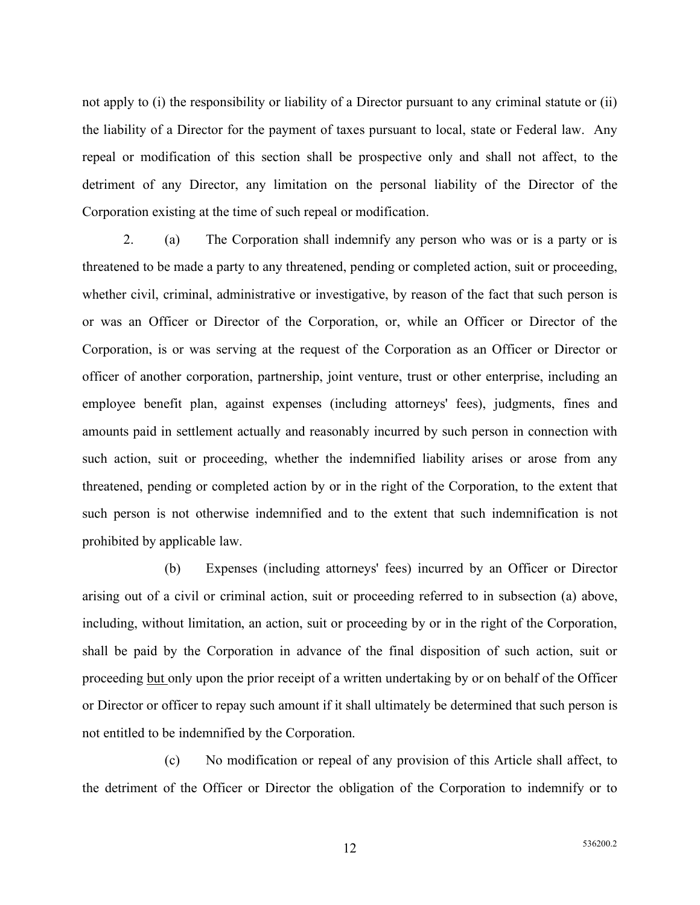not apply to (i) the responsibility or liability of a Director pursuant to any criminal statute or (ii) the liability of a Director for the payment of taxes pursuant to local, state or Federal law. Any repeal or modification of this section shall be prospective only and shall not affect, to the detriment of any Director, any limitation on the personal liability of the Director of the Corporation existing at the time of such repeal or modification.

2. (a) The Corporation shall indemnify any person who was or is a party or is threatened to be made a party to any threatened, pending or completed action, suit or proceeding, whether civil, criminal, administrative or investigative, by reason of the fact that such person is or was an Officer or Director of the Corporation, or, while an Officer or Director of the Corporation, is or was serving at the request of the Corporation as an Officer or Director or officer of another corporation, partnership, joint venture, trust or other enterprise, including an employee benefit plan, against expenses (including attorneys' fees), judgments, fines and amounts paid in settlement actually and reasonably incurred by such person in connection with such action, suit or proceeding, whether the indemnified liability arises or arose from any threatened, pending or completed action by or in the right of the Corporation, to the extent that such person is not otherwise indemnified and to the extent that such indemnification is not prohibited by applicable law.

(b) Expenses (including attorneys' fees) incurred by an Officer or Director arising out of a civil or criminal action, suit or proceeding referred to in subsection (a) above, including, without limitation, an action, suit or proceeding by or in the right of the Corporation, shall be paid by the Corporation in advance of the final disposition of such action, suit or proceeding but only upon the prior receipt of a written undertaking by or on behalf of the Officer or Director or officer to repay such amount if it shall ultimately be determined that such person is not entitled to be indemnified by the Corporation.

(c) No modification or repeal of any provision of this Article shall affect, to the detriment of the Officer or Director the obligation of the Corporation to indemnify or to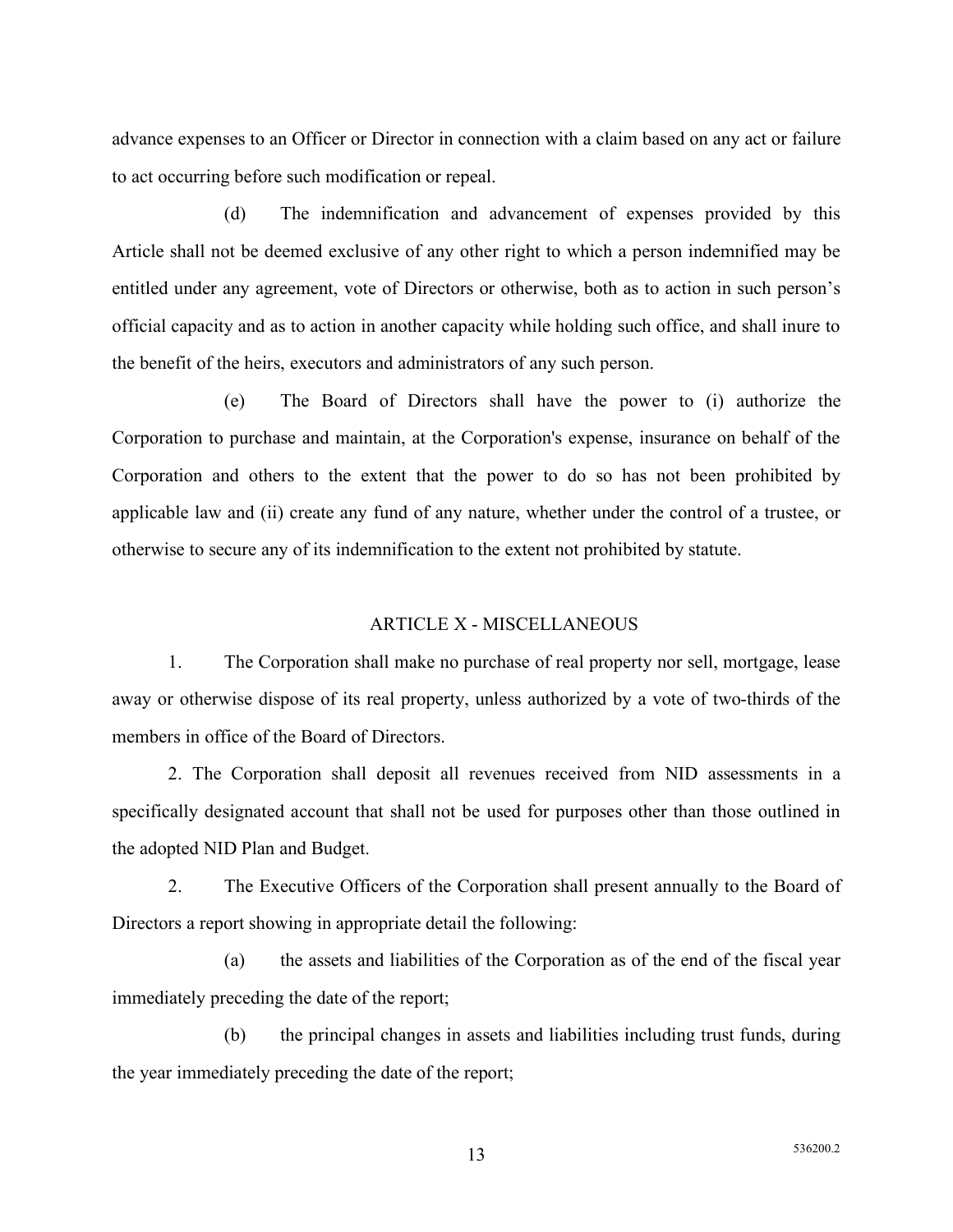advance expenses to an Officer or Director in connection with a claim based on any act or failure to act occurring before such modification or repeal.

(d) The indemnification and advancement of expenses provided by this Article shall not be deemed exclusive of any other right to which a person indemnified may be entitled under any agreement, vote of Directors or otherwise, both as to action in such person's official capacity and as to action in another capacity while holding such office, and shall inure to the benefit of the heirs, executors and administrators of any such person.

(e) The Board of Directors shall have the power to (i) authorize the Corporation to purchase and maintain, at the Corporation's expense, insurance on behalf of the Corporation and others to the extent that the power to do so has not been prohibited by applicable law and (ii) create any fund of any nature, whether under the control of a trustee, or otherwise to secure any of its indemnification to the extent not prohibited by statute.

## ARTICLE X - MISCELLANEOUS

1. The Corporation shall make no purchase of real property nor sell, mortgage, lease away or otherwise dispose of its real property, unless authorized by a vote of two-thirds of the members in office of the Board of Directors.

2. The Corporation shall deposit all revenues received from NID assessments in a specifically designated account that shall not be used for purposes other than those outlined in the adopted NID Plan and Budget.

2. The Executive Officers of the Corporation shall present annually to the Board of Directors a report showing in appropriate detail the following:

(a) the assets and liabilities of the Corporation as of the end of the fiscal year immediately preceding the date of the report;

(b) the principal changes in assets and liabilities including trust funds, during the year immediately preceding the date of the report;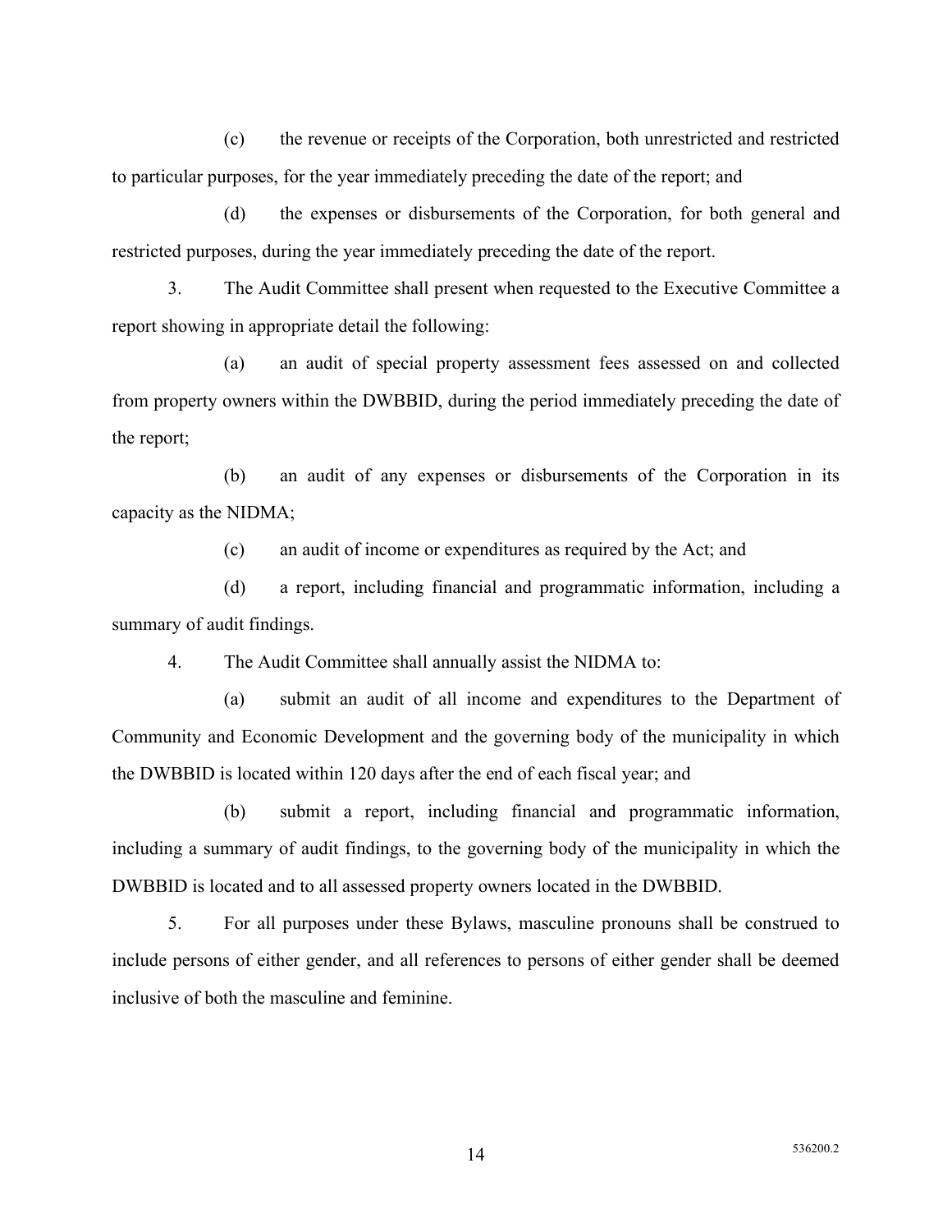(c) the revenue or receipts of the Corporation, both unrestricted and restricted to particular purposes, for the year immediately preceding the date of the report; and

(d) the expenses or disbursements of the Corporation, for both general and restricted purposes, during the year immediately preceding the date of the report.

3. The Audit Committee shall present when requested to the Executive Committee a report showing in appropriate detail the following:

(a) an audit of special property assessment fees assessed on and collected from property owners within the DWBBID, during the period immediately preceding the date of the report;

(b) an audit of any expenses or disbursements of the Corporation in its capacity as the NIDMA;

(c) an audit of income or expenditures as required by the Act; and

(d) a report, including financial and programmatic information, including a summary of audit findings.

4. The Audit Committee shall annually assist the NIDMA to:

(a) submit an audit of all income and expenditures to the Department of Community and Economic Development and the governing body of the municipality in which the DWBBID is located within 120 days after the end of each fiscal year; and

(b) submit a report, including financial and programmatic information, including a summary of audit findings, to the governing body of the municipality in which the DWBBID is located and to all assessed property owners located in the DWBBID.

5. For all purposes under these Bylaws, masculine pronouns shall be construed to include persons of either gender, and all references to persons of either gender shall be deemed inclusive of both the masculine and feminine.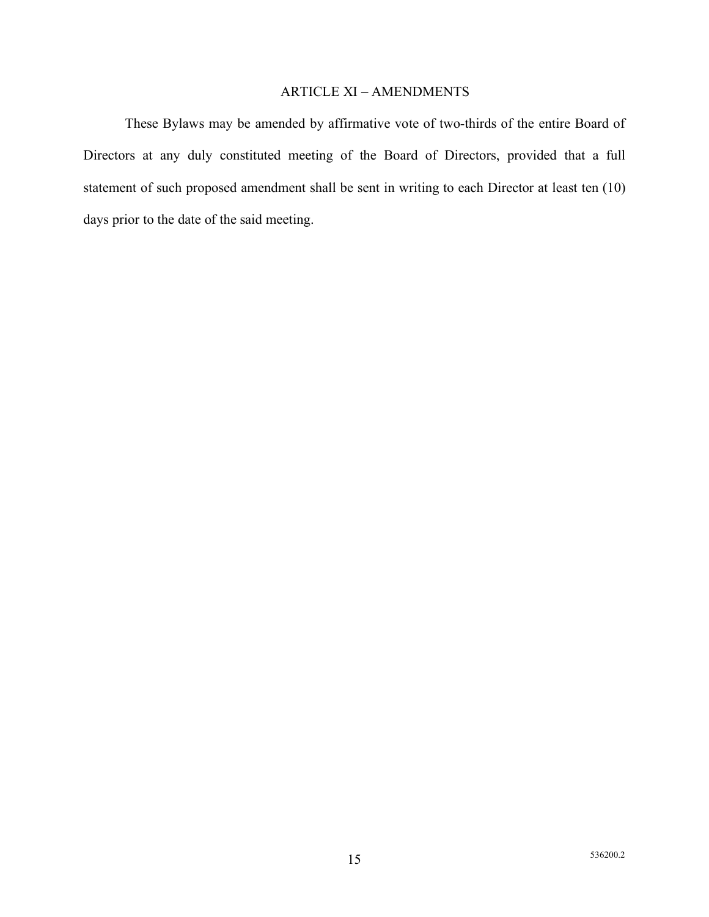## ARTICLE XI – AMENDMENTS

These Bylaws may be amended by affirmative vote of two-thirds of the entire Board of Directors at any duly constituted meeting of the Board of Directors, provided that a full statement of such proposed amendment shall be sent in writing to each Director at least ten (10) days prior to the date of the said meeting.